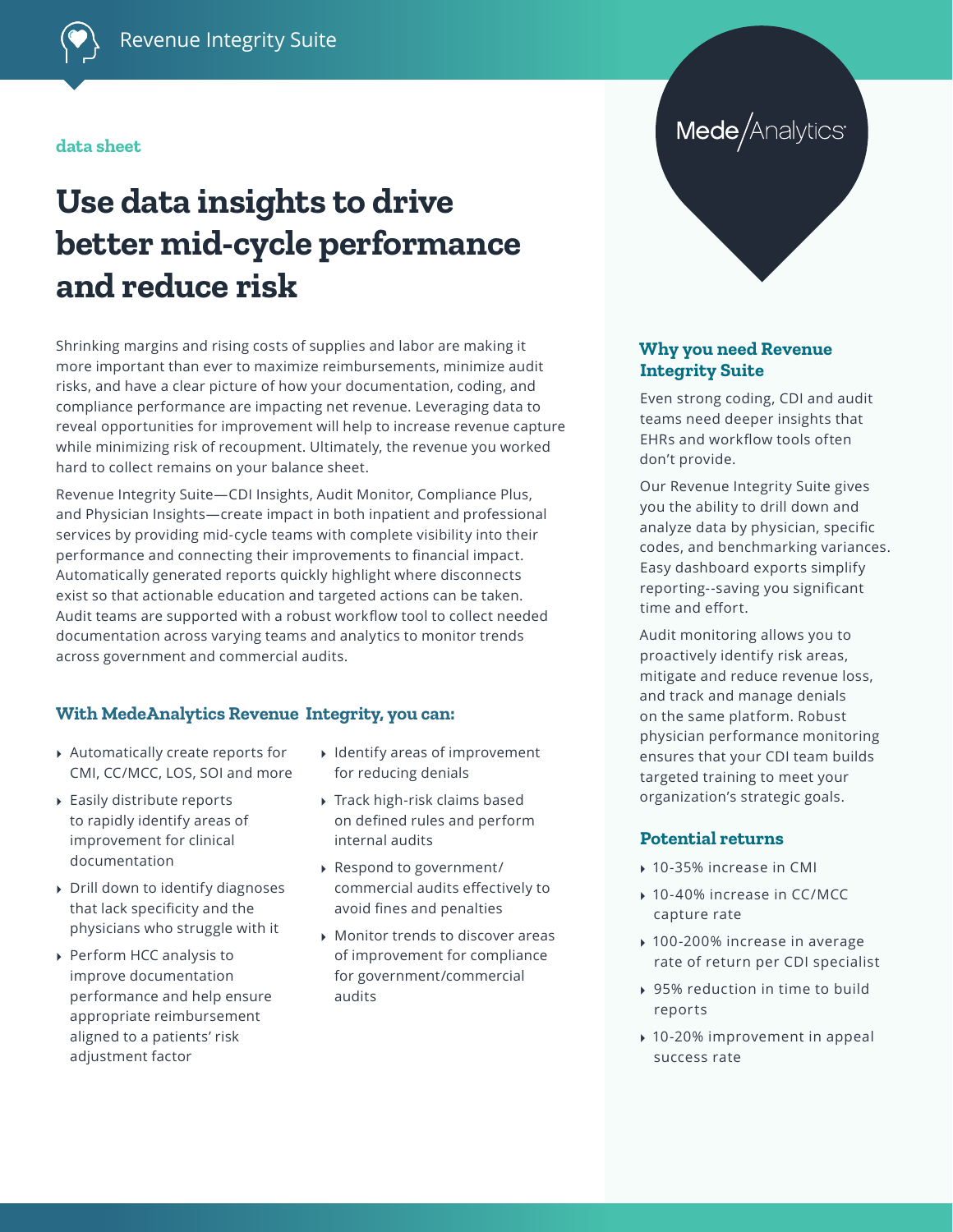Revenue Integrity Suite

data sheet

# Use data insights to drive better mid-cycle performance and reduce risk

Shrinking margins and rising costs of supplies and labor are making it more important than ever to maximize reimbursements, minimize audit risks, and have a clear picture of how your documentation, coding, and compliance performance are impacting net revenue. Leveraging data to reveal opportunities for improvement will help to increase revenue capture while minimizing risk of recoupment. Ultimately, the revenue you worked hard to collect remains on your balance sheet.

Revenue Integrity Suite—CDI Insights, Audit Monitor, Compliance Plus, and Physician Insights—create impact in both inpatient and professional services by providing mid-cycle teams with complete visibility into their performance and connecting their improvements to financial impact. Automatically generated reports quickly highlight where disconnects exist so that actionable education and targeted actions can be taken. Audit teams are supported with a robust workflow tool to collect needed documentation across varying teams and analytics to monitor trends across government and commercial audits.

## With MedeAnalytics Revenue Integrity, you can:

- Automatically create reports for CMI, CC/MCC, LOS, SOI and more
- Easily distribute reports to rapidly identify areas of improvement for clinical documentation
- Drill down to identify diagnoses that lack specificity and the physicians who struggle with it
- Perform HCC analysis to improve documentation performance and help ensure appropriate reimbursement aligned to a patients' risk adjustment factor
- Identify areas of improvement for reducing denials
- Track high-risk claims based on defined rules and perform internal audits
- Respond to government/commercial audits effectively to avoid fines and penalties
- Monitor trends to discover areas of improvement for compliance for government/commercial audits

MedeAnalytics

## Why you need Revenue Integrity Suite

Even strong coding, CDI and audit teams need deeper insights that EHRs and workflow tools often don't provide.

Our Revenue Integrity Suite gives you the ability to drill down and analyze data by physician, specific codes, and benchmarking variances. Easy dashboard exports simplify reporting--saving you significant time and effort.

Audit monitoring allows you to proactively identify risk areas, mitigate and reduce revenue loss, and track and manage denials on the same platform. Robust physician performance monitoring ensures that your CDI team builds targeted training to meet your organization's strategic goals.

## Potential returns

- 10-35% increase in CMI
- 10-40% increase in CC/MCC capture rate
- 100-200% increase in average rate of return per CDI specialist
- 95% reduction in time to build reports
- 10-20% improvement in appeal success rate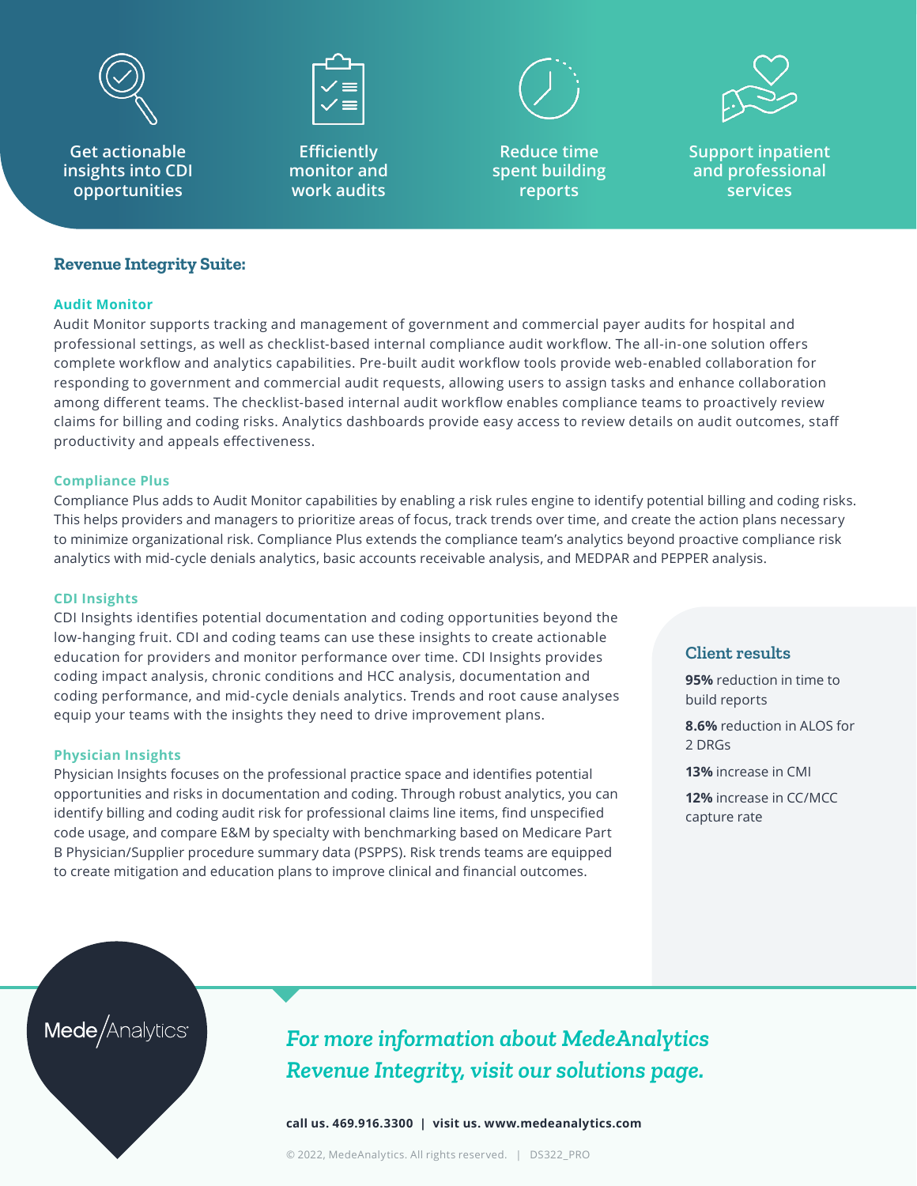Get actionable insights into CDI opportunities

Efficiently monitor and work audits

Reduce time spent building reports

Support inpatient and professional services

## Revenue Integrity Suite:

### Audit Monitor

Audit Monitor supports tracking and management of government and commercial payer audits for hospital and professional settings, as well as checklist-based internal compliance audit workflow. The all-in-one solution offers complete workflow and analytics capabilities. Pre-built audit workflow tools provide web-enabled collaboration for responding to government and commercial audit requests, allowing users to assign tasks and enhance collaboration among different teams. The checklist-based internal audit workflow enables compliance teams to proactively review claims for billing and coding risks. Analytics dashboards provide easy access to review details on audit outcomes, staff productivity and appeals effectiveness.

### Compliance Plus

Compliance Plus adds to Audit Monitor capabilities by enabling a risk rules engine to identify potential billing and coding risks. This helps providers and managers to prioritize areas of focus, track trends over time, and create the action plans necessary to minimize organizational risk. Compliance Plus extends the compliance team's analytics beyond proactive compliance risk analytics with mid-cycle denials analytics, basic accounts receivable analysis, and MEDPAR and PEPPER analysis.

### CDI Insights

CDI Insights identifies potential documentation and coding opportunities beyond the low-hanging fruit. CDI and coding teams can use these insights to create actionable education for providers and monitor performance over time. CDI Insights provides coding impact analysis, chronic conditions and HCC analysis, documentation and coding performance, and mid-cycle denials analytics. Trends and root cause analyses equip your teams with the insights they need to drive improvement plans.

### Physician Insights

Physician Insights focuses on the professional practice space and identifies potential opportunities and risks in documentation and coding. Through robust analytics, you can identify billing and coding audit risk for professional claims line items, find unspecified code usage, and compare E&M by specialty with benchmarking based on Medicare Part B Physician/Supplier procedure summary data (PSPPS). Risk trends teams are equipped to create mitigation and education plans to improve clinical and financial outcomes.

### Client results

**95%** reduction in time to build reports

**8.6%** reduction in ALOS for 2 DRGs

**13%** increase in CMI

**12%** increase in CC/MCC capture rate

MedeAnalytics

*For more information about MedeAnalytics Revenue Integrity, visit our solutions page.*

**call us. 469.916.3300 | visit us. www.medeanalytics.com**

© 2022, MedeAnalytics. All rights reserved. | DS322_PRO